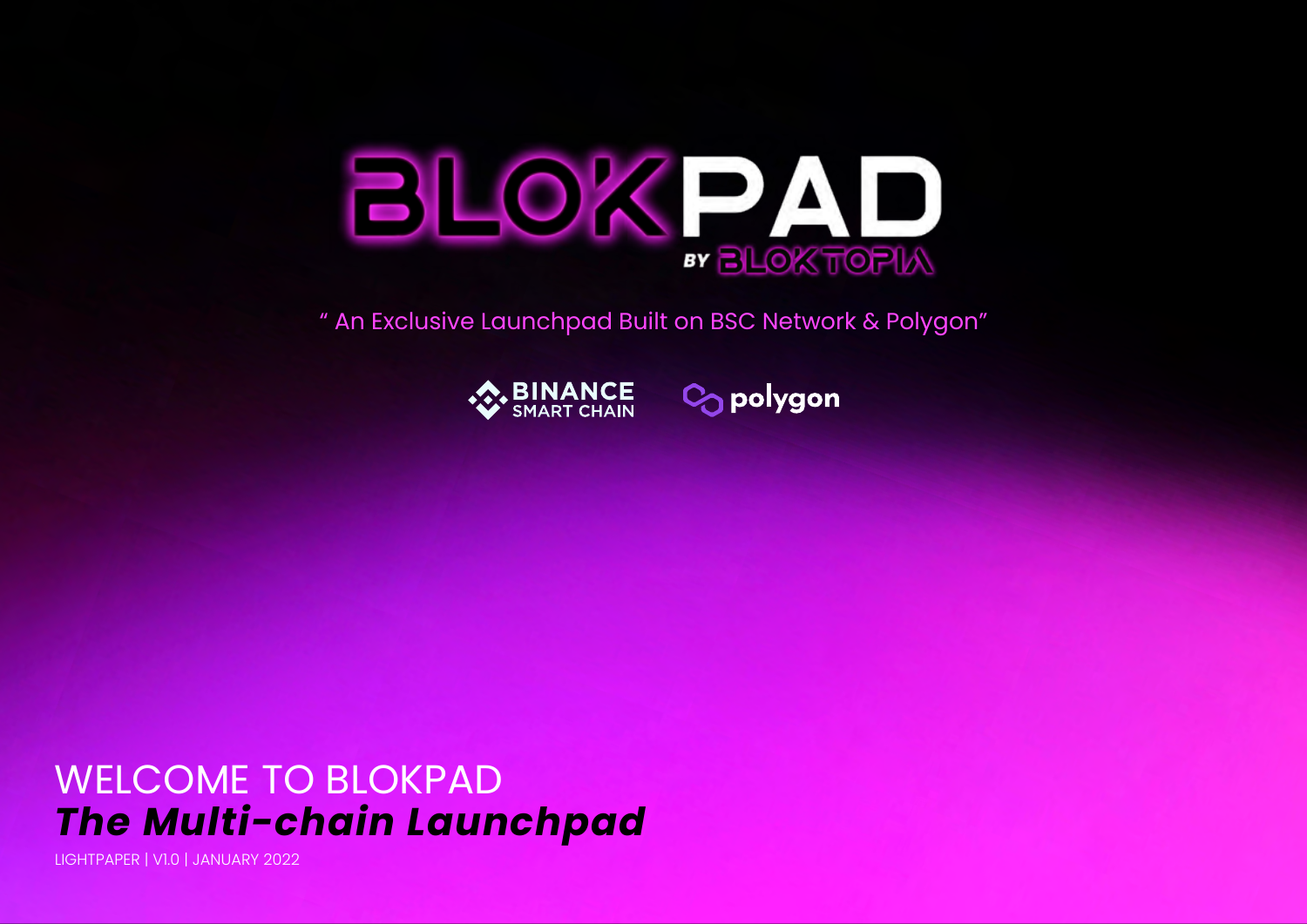# BLOKPAD

BY BLOKTOPIA

" An Exclusive Launchpad Built on BSC Network & Polygon"

BINANCE SMART CHAIN polygon

WELCOME TO BLOKPAD

***The Multi-chain Launchpad***

LIGHTPAPER | V1.0 | JANUARY 2022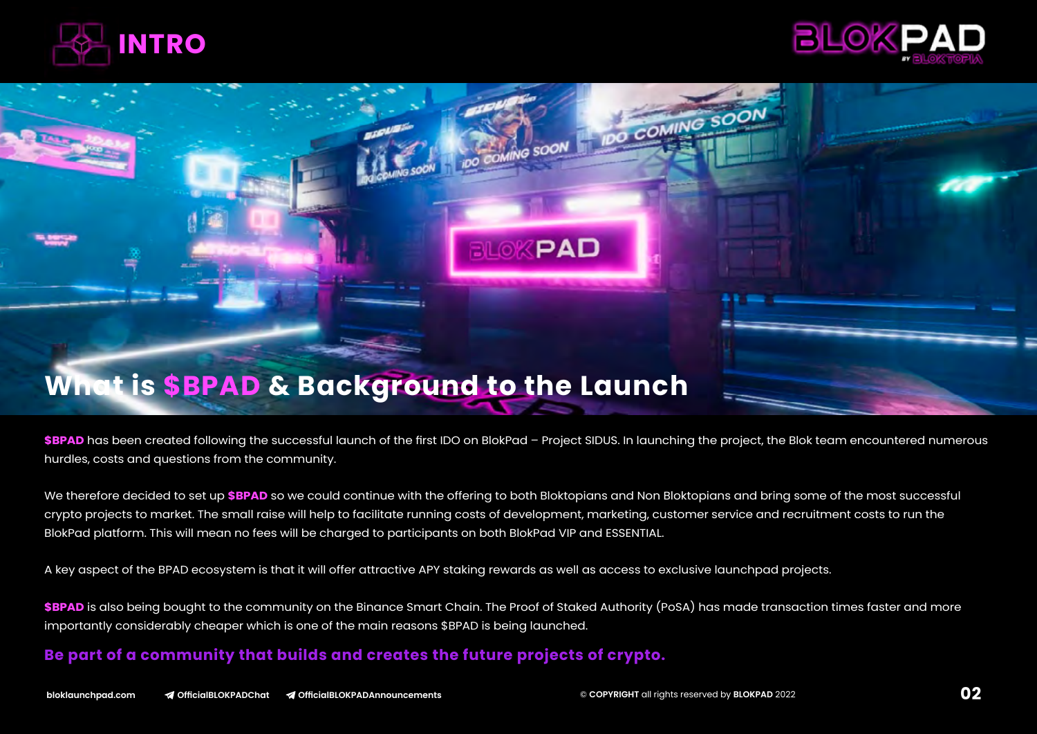# INTRO

## What is $BPAD & Background to the Launch

**$BPAD** has been created following the successful launch of the first IDO on BlokPad – Project SIDUS. In launching the project, the Blok team encountered numerous hurdles, costs and questions from the community.

We therefore decided to set up **$BPAD** so we could continue with the offering to both Bloktopians and Non Bloktopians and bring some of the most successful crypto projects to market. The small raise will help to facilitate running costs of development, marketing, customer service and recruitment costs to run the BlokPad platform. This will mean no fees will be charged to participants on both BlokPad VIP and ESSENTIAL.

A key aspect of the BPAD ecosystem is that it will offer attractive APY staking rewards as well as access to exclusive launchpad projects.

**$BPAD** is also being bought to the community on the Binance Smart Chain. The Proof of Staked Authority (PoSA) has made transaction times faster and more importantly considerably cheaper which is one of the main reasons $BPAD is being launched.

**Be part of a community that builds and creates the future projects of crypto.**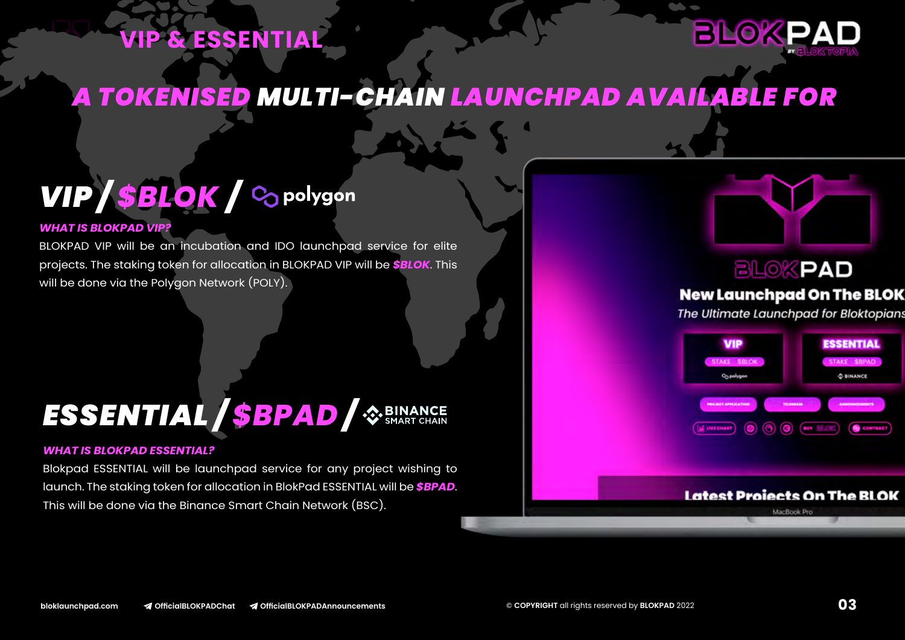# VIP & ESSENTIAL

## A TOKENISED MULTI-CHAIN LAUNCHPAD AVAILABLE FOR

## VIP / $BLOK / polygon

***WHAT IS BLOKPAD VIP?***

BLOKPAD VIP will be an incubation and IDO launchpad service for elite projects. The staking token for allocation in BLOKPAD VIP will be ***$BLOK***. This will be done via the Polygon Network (POLY).

## ESSENTIAL / $BPAD / BINANCE SMART CHAIN

***WHAT IS BLOKPAD ESSENTIAL?***

Blokpad ESSENTIAL will be launchpad service for any project wishing to launch. The staking token for allocation in BlokPad ESSENTIAL will be ***$BPAD***. This will be done via the Binance Smart Chain Network (BSC).

bloklaunchpad.com OfficialBLOKPADChat OfficialBLOKPADAnnouncements

© **COPYRIGHT** all rights reserved by **BLOKPAD** 2022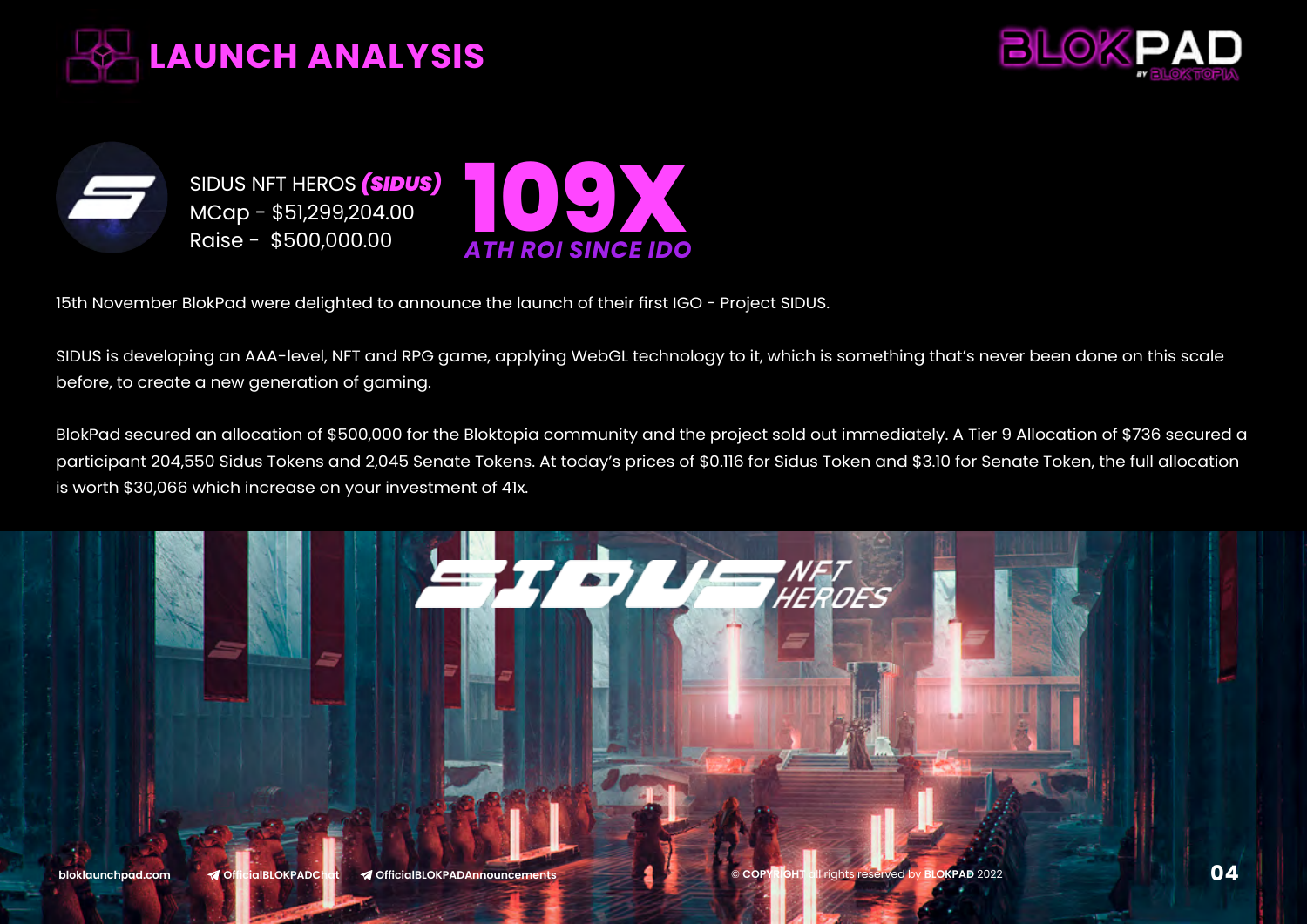# LAUNCH ANALYSIS

SIDUS NFT HEROS ***(SIDUS)***
MCap - $51,299,204.00
Raise - $500,000.00

**109X**
***ATH ROI SINCE IDO***

15th November BlokPad were delighted to announce the launch of their first IGO - Project SIDUS.

SIDUS is developing an AAA-level, NFT and RPG game, applying WebGL technology to it, which is something that's never been done on this scale before, to create a new generation of gaming.

BlokPad secured an allocation of $500,000 for the Bloktopia community and the project sold out immediately. A Tier 9 Allocation of $736 secured a participant 204,550 Sidus Tokens and 2,045 Senate Tokens. At today's prices of $0.116 for Sidus Token and $3.10 for Senate Token, the full allocation is worth $30,066 which increase on your investment of 41x.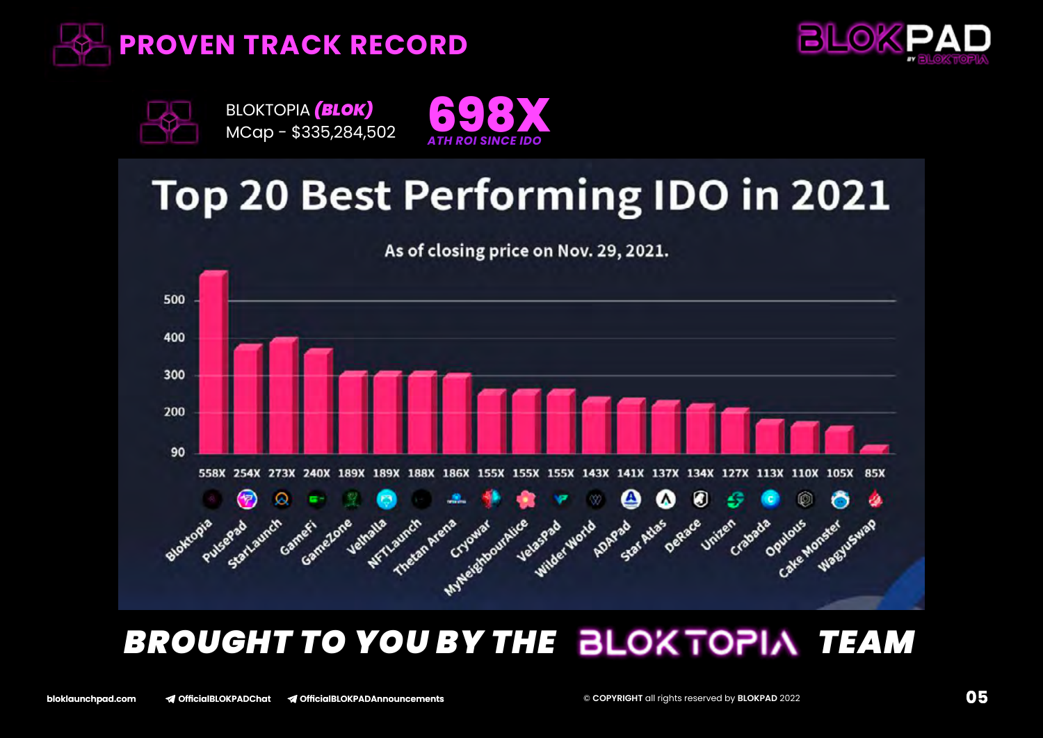# PROVEN TRACK RECORD

BLOKTOPIA ***(BLOK)***
MCap - $335,284,502

**698X**
*ATH ROI SINCE IDO*

## Top 20 Best Performing IDO in 2021

As of closing price on Nov. 29, 2021.

| Project | ROI |
| --- | --- |
| Bloktopia | 558X |
| PulsePad | 254X |
| StarLaunch | 273X |
| GameFi | 240X |
| GameZone | 189X |
| Velhalla | 189X |
| NFTLaunch | 188X |
| Thetan Arena | 186X |
| Cryowar | 155X |
| MyNeighbourAlice | 155X |
| VelasPad | 155X |
| Wilder World | 143X |
| ADAPad | 141X |
| Star Atlas | 137X |
| DeRace | 134X |
| Unizen | 127X |
| Crabada | 113X |
| Opulous | 110X |
| Cake Monster | 105X |
| WagyuSwap | 85X |

***BROUGHT TO YOU BY THE BLOKTOPIA TEAM***

bloklaunchpad.com | OfficialBLOKPADChat | OfficialBLOKPADAnnouncements

© COPYRIGHT all rights reserved by BLOKPAD 2022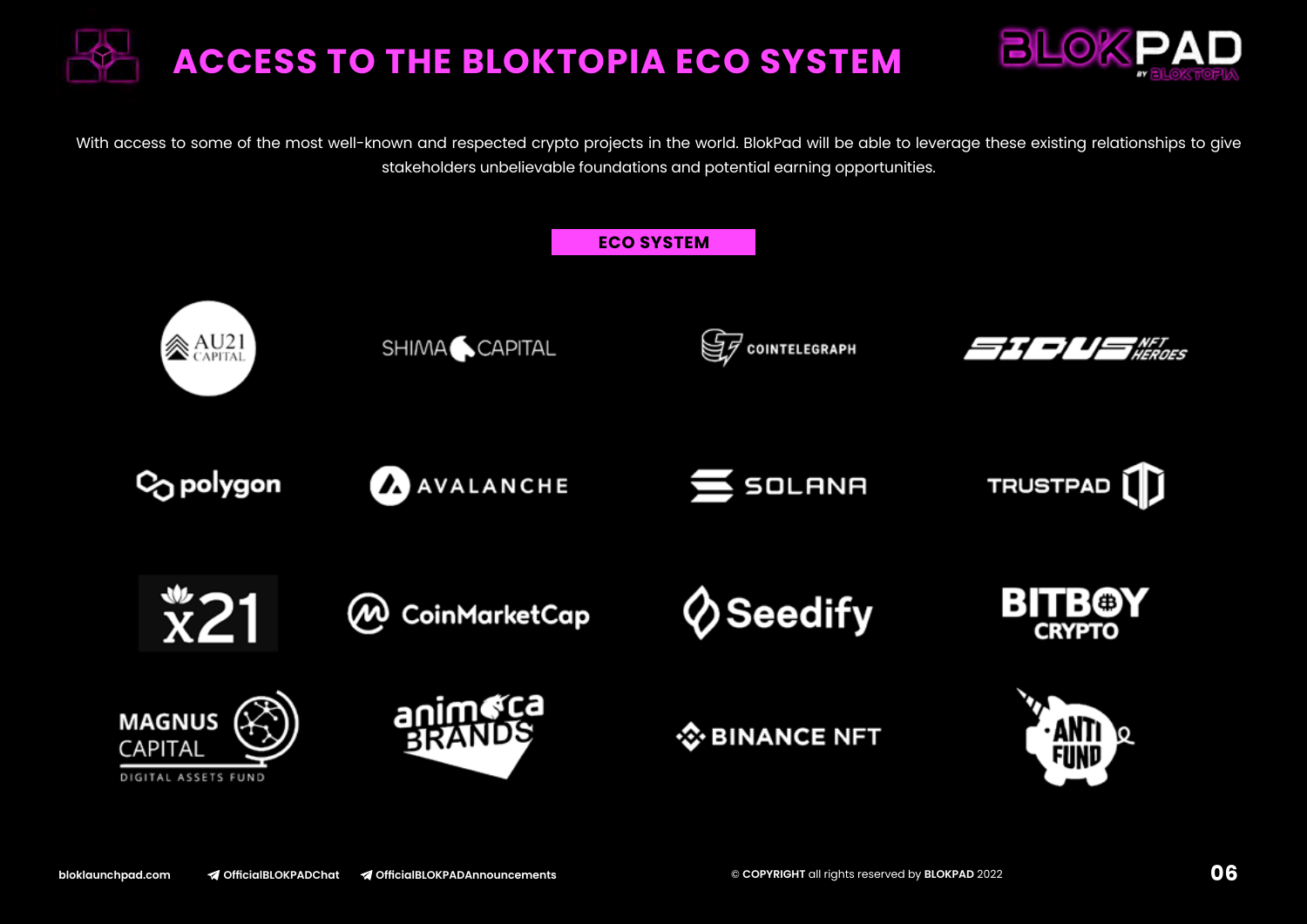# ACCESS TO THE BLOKTOPIA ECO SYSTEM

With access to some of the most well-known and respected crypto projects in the world. BlokPad will be able to leverage these existing relationships to give stakeholders unbelievable foundations and potential earning opportunities.

## ECO SYSTEM

- AU21 Capital
- Shima Capital
- Cointelegraph
- Sidus NFT Heroes
- Polygon
- Avalanche
- Solana
- TrustPad
- x21
- CoinMarketCap
- Seedify
- BitBoy Crypto
- Magnus Capital Digital Assets Fund
- Animoca Brands
- Binance NFT
- Anti Fund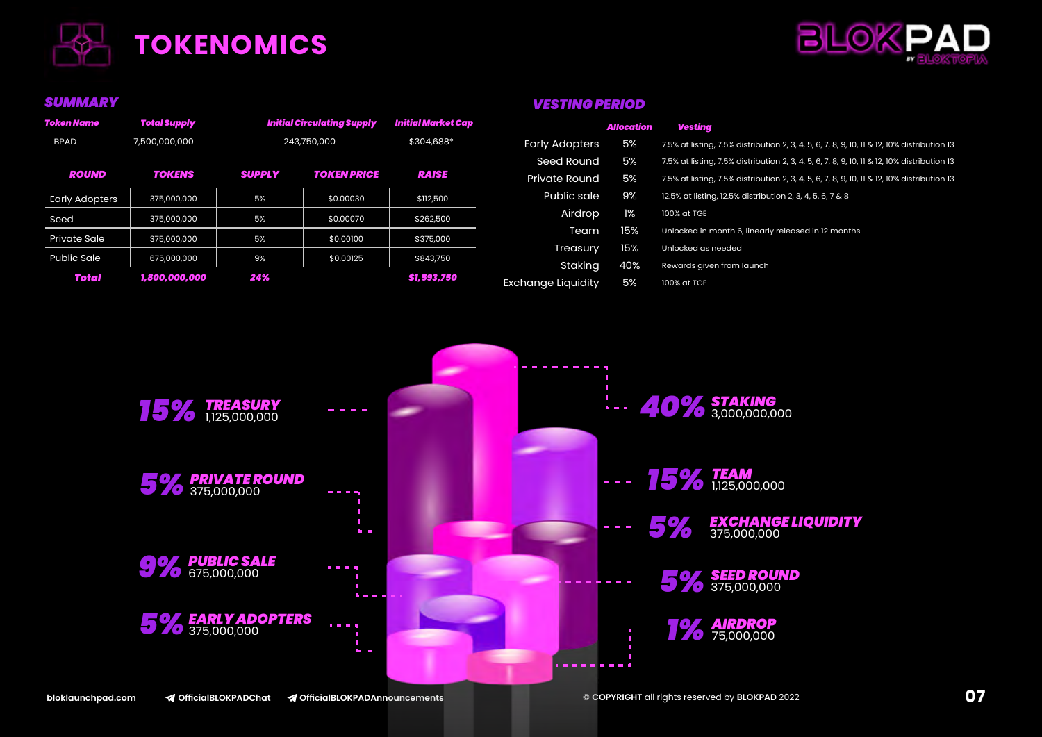# TOKENOMICS

## SUMMARY

| Token Name | Total Supply | Initial Circulating Supply | Initial Market Cap |
|---|---|---|---|
| BPAD | 7,500,000,000 | 243,750,000 | $304,688* |

| ROUND | TOKENS | SUPPLY | TOKEN PRICE | RAISE |
|---|---|---|---|---|
| Early Adopters | 375,000,000 | 5% | $0.00030 | $112,500 |
| Seed | 375,000,000 | 5% | $0.00070 | $262,500 |
| Private Sale | 375,000,000 | 5% | $0.00100 | $375,000 |
| Public Sale | 675,000,000 | 9% | $0.00125 | $843,750 |
| **Total** | **1,800,000,000** | **24%** | | **$1,593,750** |

## VESTING PERIOD

| | Allocation | Vesting |
|---|---|---|
| Early Adopters | 5% | 7.5% at listing, 7.5% distribution 2, 3, 4, 5, 6, 7, 8, 9, 10, 11 & 12, 10% distribution 13 |
| Seed Round | 5% | 7.5% at listing, 7.5% distribution 2, 3, 4, 5, 6, 7, 8, 9, 10, 11 & 12, 10% distribution 13 |
| Private Round | 5% | 7.5% at listing, 7.5% distribution 2, 3, 4, 5, 6, 7, 8, 9, 10, 11 & 12, 10% distribution 13 |
| Public sale | 9% | 12.5% at listing, 12.5% distribution 2, 3, 4, 5, 6, 7 & 8 |
| Airdrop | 1% | 100% at TGE |
| Team | 15% | Unlocked in month 6, linearly released in 12 months |
| Treasury | 15% | Unlocked as needed |
| Staking | 40% | Rewards given from launch |
| Exchange Liquidity | 5% | 100% at TGE |

- **15% TREASURY** 1,125,000,000
- **5% PRIVATE ROUND** 375,000,000
- **9% PUBLIC SALE** 675,000,000
- **5% EARLY ADOPTERS** 375,000,000
- **40% STAKING** 3,000,000,000
- **15% TEAM** 1,125,000,000
- **5% EXCHANGE LIQUIDITY** 375,000,000
- **5% SEED ROUND** 375,000,000
- **1% AIRDROP** 75,000,000

bloklaunchpad.com | OfficialBLOKPADChat | OfficialBLOKPADAnnouncements

© COPYRIGHT all rights reserved by BLOKPAD 2022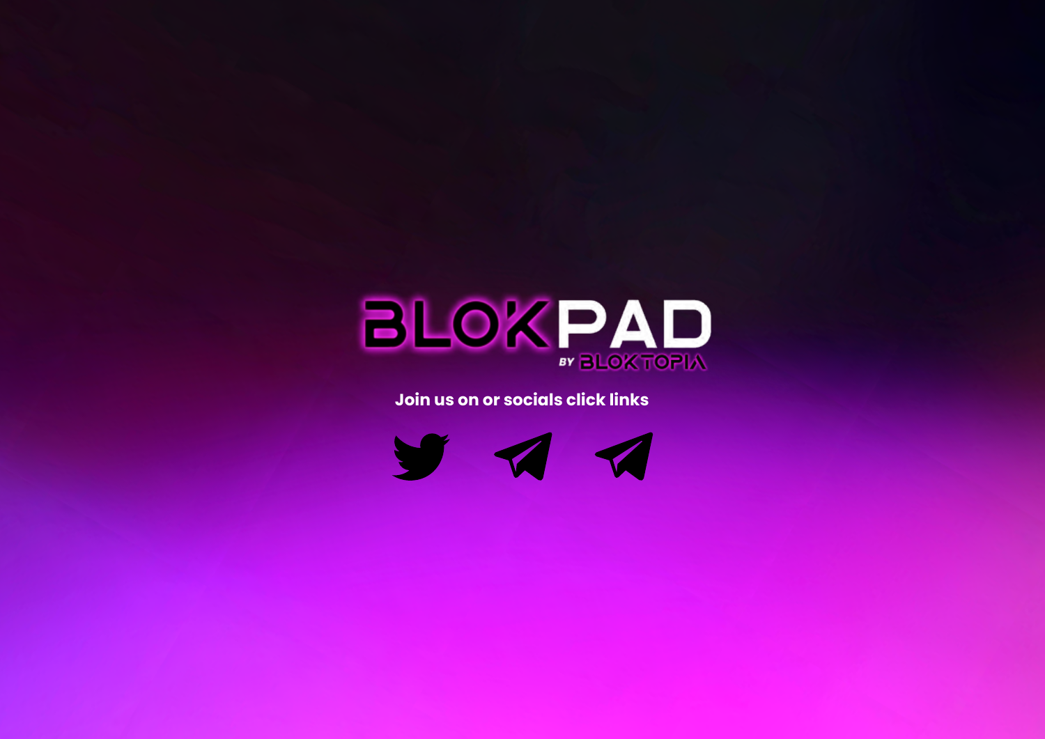BLOKPAD

BY BLOKTOPIA

Join us on or socials click links